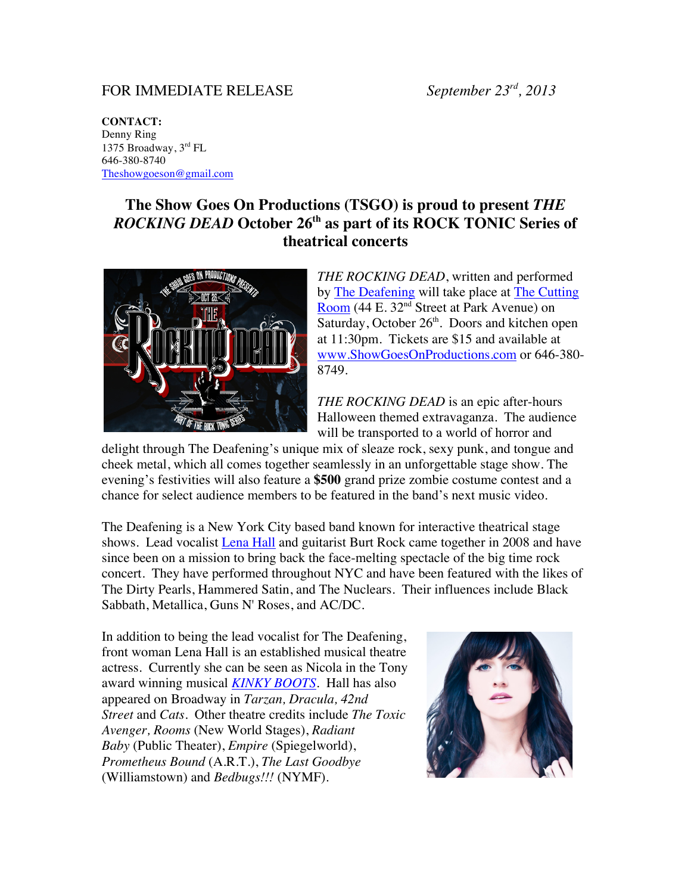FOR IMMEDIATE RELEASE *September 23rd, 2013*

**CONTACT:**
Denny Ring
1375 Broadway, 3rd FL
646-380-8740
Theshowgoeson@gmail.com

# The Show Goes On Productions (TSGO) is proud to present *THE ROCKING DEAD* October 26th as part of its ROCK TONIC Series of theatrical concerts

*THE ROCKING DEAD*, written and performed by The Deafening will take place at The Cutting Room (44 E. 32nd Street at Park Avenue) on Saturday, October 26th. Doors and kitchen open at 11:30pm. Tickets are $15 and available at www.ShowGoesOnProductions.com or 646-380-8749.

*THE ROCKING DEAD* is an epic after-hours Halloween themed extravaganza. The audience will be transported to a world of horror and delight through The Deafening's unique mix of sleaze rock, sexy punk, and tongue and cheek metal, which all comes together seamlessly in an unforgettable stage show. The evening's festivities will also feature a **$500** grand prize zombie costume contest and a chance for select audience members to be featured in the band's next music video.

The Deafening is a New York City based band known for interactive theatrical stage shows. Lead vocalist Lena Hall and guitarist Burt Rock came together in 2008 and have since been on a mission to bring back the face-melting spectacle of the big time rock concert. They have performed throughout NYC and have been featured with the likes of The Dirty Pearls, Hammered Satin, and The Nuclears. Their influences include Black Sabbath, Metallica, Guns N' Roses, and AC/DC.

In addition to being the lead vocalist for The Deafening, front woman Lena Hall is an established musical theatre actress. Currently she can be seen as Nicola in the Tony award winning musical *KINKY BOOTS*. Hall has also appeared on Broadway in *Tarzan, Dracula, 42nd Street* and *Cats*. Other theatre credits include *The Toxic Avenger, Rooms* (New World Stages), *Radiant Baby* (Public Theater), *Empire* (Spiegelworld), *Prometheus Bound* (A.R.T.), *The Last Goodbye* (Williamstown) and *Bedbugs!!!* (NYMF).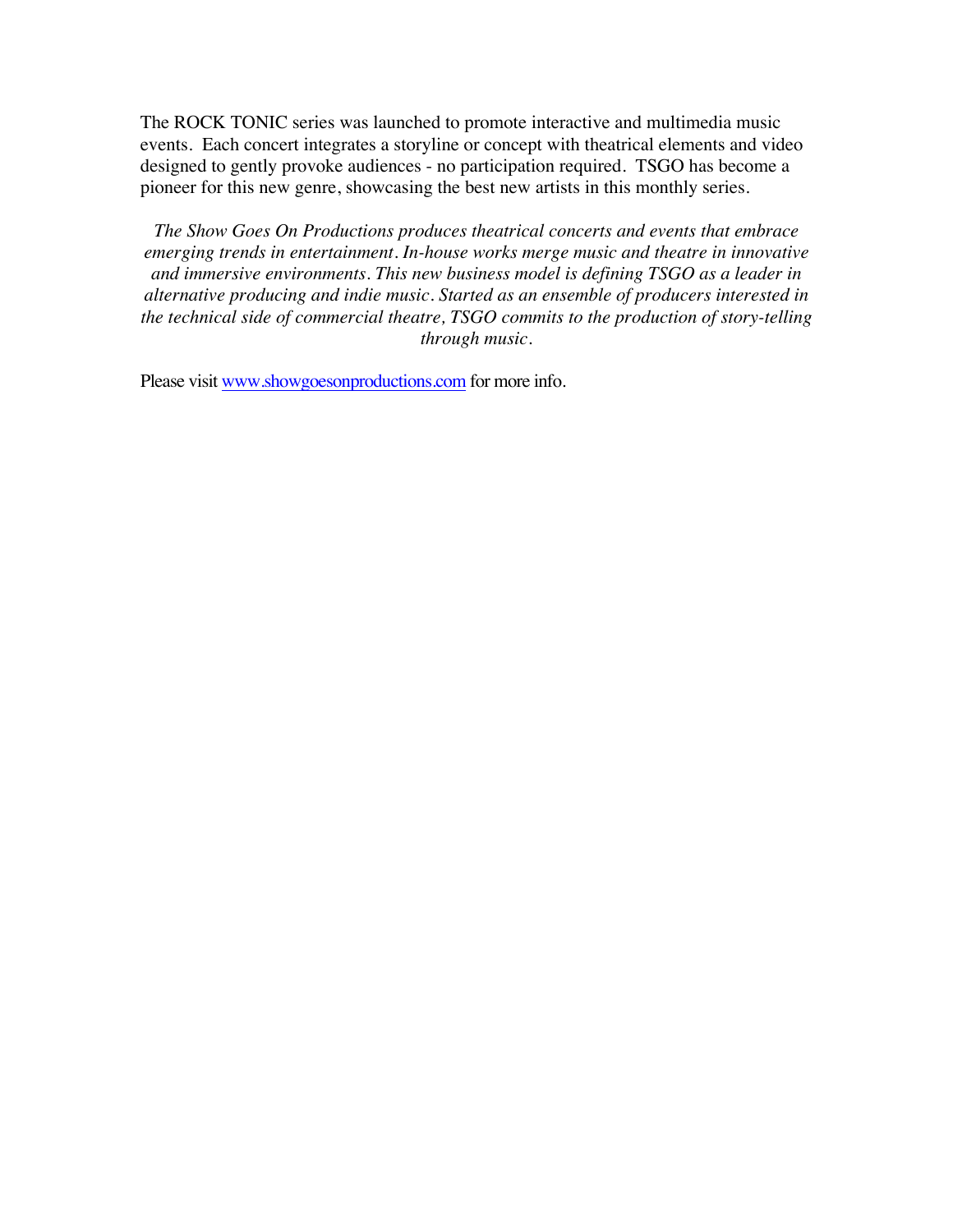The ROCK TONIC series was launched to promote interactive and multimedia music events. Each concert integrates a storyline or concept with theatrical elements and video designed to gently provoke audiences - no participation required. TSGO has become a pioneer for this new genre, showcasing the best new artists in this monthly series.

*The Show Goes On Productions produces theatrical concerts and events that embrace emerging trends in entertainment. In-house works merge music and theatre in innovative and immersive environments. This new business model is defining TSGO as a leader in alternative producing and indie music. Started as an ensemble of producers interested in the technical side of commercial theatre, TSGO commits to the production of story-telling through music.*

Please visit [www.showgoesonproductions.com](http://www.showgoesonproductions.com) for more info.